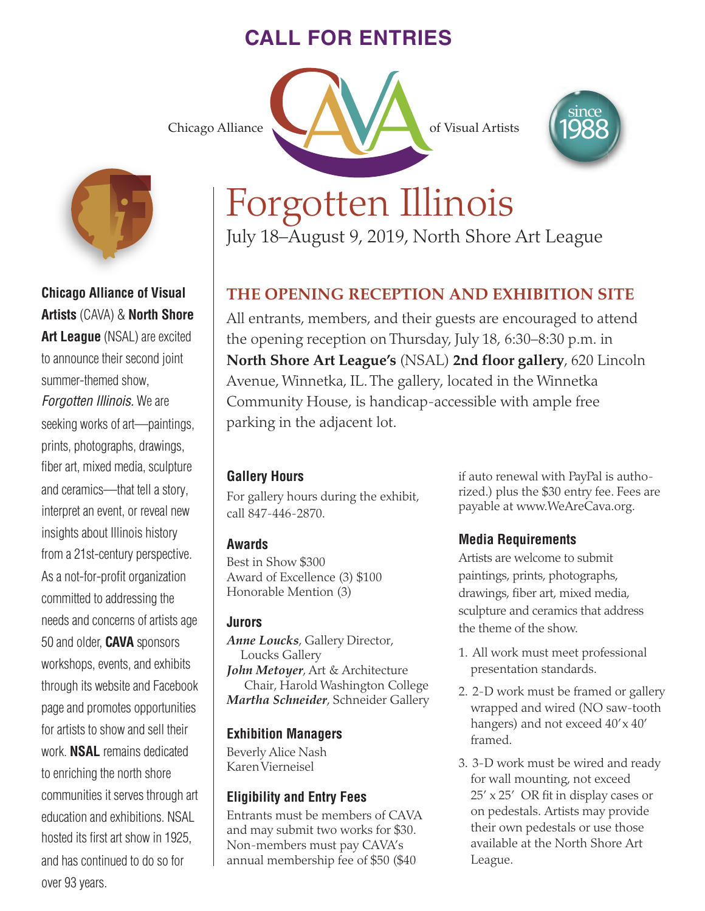# CALL FOR ENTRIES

Chicago Alliance of Visual Artists

since 1988

**Chicago Alliance of Visual Artists** (CAVA) & **North Shore Art League** (NSAL) are excited to announce their second joint summer-themed show, *Forgotten Illinois.* We are seeking works of art—paintings, prints, photographs, drawings, fiber art, mixed media, sculpture and ceramics—that tell a story, interpret an event, or reveal new insights about Illinois history from a 21st-century perspective. As a not-for-profit organization committed to addressing the needs and concerns of artists age 50 and older, **CAVA** sponsors workshops, events, and exhibits through its website and Facebook page and promotes opportunities for artists to show and sell their work. **NSAL** remains dedicated to enriching the north shore communities it serves through art education and exhibitions. NSAL hosted its first art show in 1925, and has continued to do so for over 93 years.

# Forgotten Illinois

July 18–August 9, 2019, North Shore Art League

## THE OPENING RECEPTION AND EXHIBITION SITE

All entrants, members, and their guests are encouraged to attend the opening reception on Thursday, July 18, 6:30–8:30 p.m. in **North Shore Art League's** (NSAL) **2nd floor gallery**, 620 Lincoln Avenue, Winnetka, IL. The gallery, located in the Winnetka Community House, is handicap-accessible with ample free parking in the adjacent lot.

### Gallery Hours

For gallery hours during the exhibit, call 847-446-2870.

### Awards

Best in Show $300
Award of Excellence (3) $100
Honorable Mention (3)

### Jurors

***Anne Loucks***, Gallery Director, Loucks Gallery
***John Metoyer***, Art & Architecture Chair, Harold Washington College
***Martha Schneider***, Schneider Gallery

### Exhibition Managers

Beverly Alice Nash
Karen Vierneisel

### Eligibility and Entry Fees

Entrants must be members of CAVA and may submit two works for $30. Non-members must pay CAVA's annual membership fee of $50 ($40 if auto renewal with PayPal is authorized.) plus the $30 entry fee. Fees are payable at www.WeAreCava.org.

### Media Requirements

Artists are welcome to submit paintings, prints, photographs, drawings, fiber art, mixed media, sculpture and ceramics that address the theme of the show.

1. All work must meet professional presentation standards.
2. 2-D work must be framed or gallery wrapped and wired (NO saw-tooth hangers) and not exceed 40′ x 40′ framed.
3. 3-D work must be wired and ready for wall mounting, not exceed 25′ x 25′ OR fit in display cases or on pedestals. Artists may provide their own pedestals or use those available at the North Shore Art League.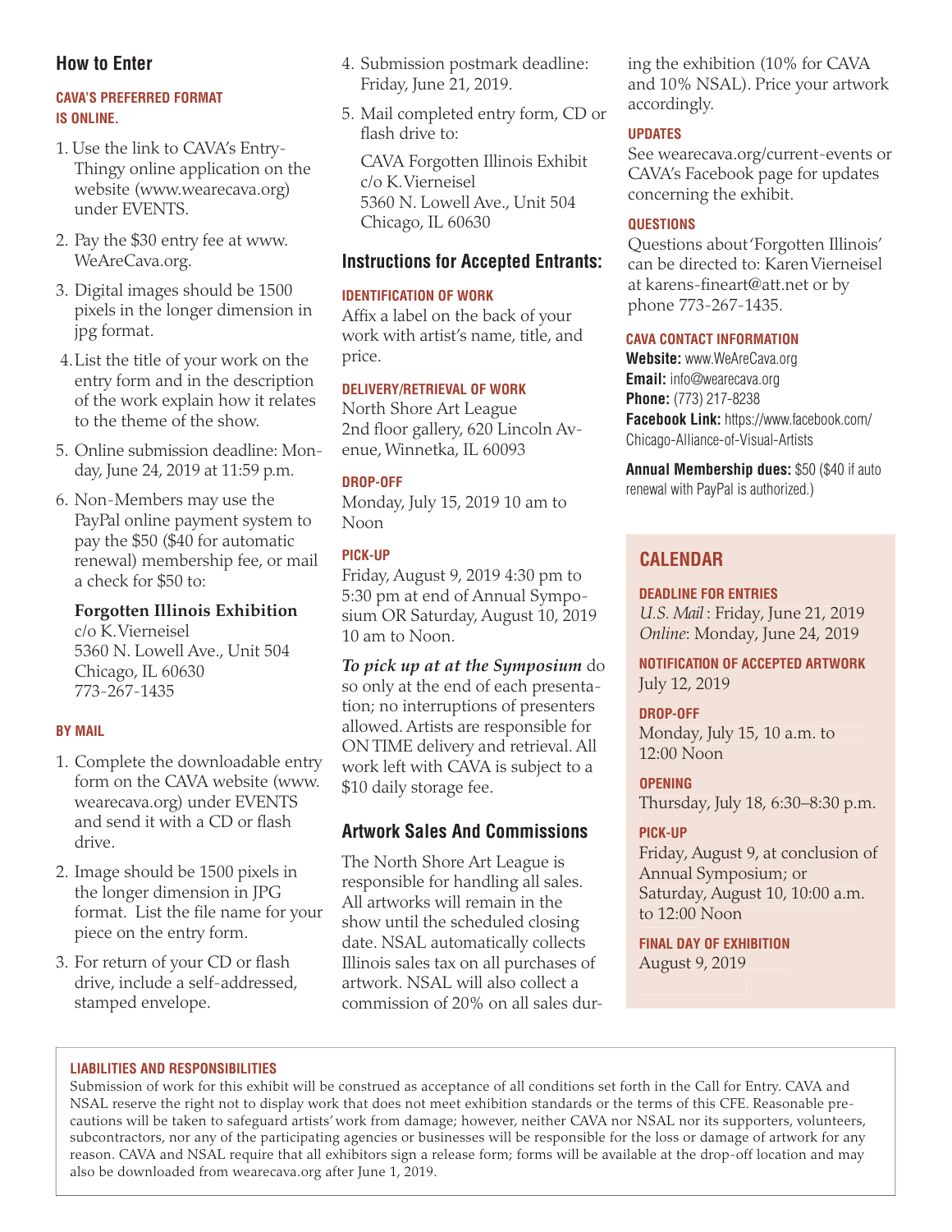## How to Enter

### CAVA'S PREFERRED FORMAT IS ONLINE.

1. Use the link to CAVA's Entry-Thingy online application on the website (www.wearecava.org) under EVENTS.
2. Pay the $30 entry fee at www.WeAreCava.org.
3. Digital images should be 1500 pixels in the longer dimension in jpg format.
4. List the title of your work on the entry form and in the description of the work explain how it relates to the theme of the show.
5. Online submission deadline: Monday, June 24, 2019 at 11:59 p.m.
6. Non-Members may use the PayPal online payment system to pay the $50 ($40 for automatic renewal) membership fee, or mail a check for $50 to:

   **Forgotten Illinois Exhibition**
   c/o K. Vierneisel
   5360 N. Lowell Ave., Unit 504
   Chicago, IL 60630
   773-267-1435

### BY MAIL

1. Complete the downloadable entry form on the CAVA website (www.wearecava.org) under EVENTS and send it with a CD or flash drive.
2. Image should be 1500 pixels in the longer dimension in JPG format. List the file name for your piece on the entry form.
3. For return of your CD or flash drive, include a self-addressed, stamped envelope.
4. Submission postmark deadline: Friday, June 21, 2019.
5. Mail completed entry form, CD or flash drive to:

   CAVA Forgotten Illinois Exhibit
   c/o K. Vierneisel
   5360 N. Lowell Ave., Unit 504
   Chicago, IL 60630

## Instructions for Accepted Entrants:

### IDENTIFICATION OF WORK

Affix a label on the back of your work with artist's name, title, and price.

### DELIVERY/RETRIEVAL OF WORK

North Shore Art League
2nd floor gallery, 620 Lincoln Avenue, Winnetka, IL 60093

### DROP-OFF

Monday, July 15, 2019 10 am to Noon

### PICK-UP

Friday, August 9, 2019 4:30 pm to 5:30 pm at end of Annual Symposium OR Saturday, August 10, 2019 10 am to Noon.

***To pick up at at the Symposium*** do so only at the end of each presentation; no interruptions of presenters allowed. Artists are responsible for ON TIME delivery and retrieval. All work left with CAVA is subject to a $10 daily storage fee.

## Artwork Sales And Commissions

The North Shore Art League is responsible for handling all sales. All artworks will remain in the show until the scheduled closing date. NSAL automatically collects Illinois sales tax on all purchases of artwork. NSAL will also collect a commission of 20% on all sales during the exhibition (10% for CAVA and 10% NSAL). Price your artwork accordingly.

### UPDATES

See wearecava.org/current-events or CAVA's Facebook page for updates concerning the exhibit.

### QUESTIONS

Questions about 'Forgotten Illinois' can be directed to: Karen Vierneisel at karens-fineart@att.net or by phone 773-267-1435.

### CAVA CONTACT INFORMATION

**Website:** www.WeAreCava.org
**Email:** info@wearecava.org
**Phone:** (773) 217-8238
**Facebook Link:** https://www.facebook.com/Chicago-Alliance-of-Visual-Artists

**Annual Membership dues:** $50 ($40 if auto renewal with PayPal is authorized.)

## CALENDAR

### DEADLINE FOR ENTRIES

*U.S. Mail* : Friday, June 21, 2019
*Online*: Monday, June 24, 2019

### NOTIFICATION OF ACCEPTED ARTWORK

July 12, 2019

### DROP-OFF

Monday, July 15, 10 a.m. to 12:00 Noon

### OPENING

Thursday, July 18, 6:30–8:30 p.m.

### PICK-UP

Friday, August 9, at conclusion of Annual Symposium; or Saturday, August 10, 10:00 a.m. to 12:00 Noon

### FINAL DAY OF EXHIBITION

August 9, 2019

### LIABILITIES AND RESPONSIBILITIES

Submission of work for this exhibit will be construed as acceptance of all conditions set forth in the Call for Entry. CAVA and NSAL reserve the right not to display work that does not meet exhibition standards or the terms of this CFE. Reasonable precautions will be taken to safeguard artists' work from damage; however, neither CAVA nor NSAL nor its supporters, volunteers, subcontractors, nor any of the participating agencies or businesses will be responsible for the loss or damage of artwork for any reason. CAVA and NSAL require that all exhibitors sign a release form; forms will be available at the drop-off location and may also be downloaded from wearecava.org after June 1, 2019.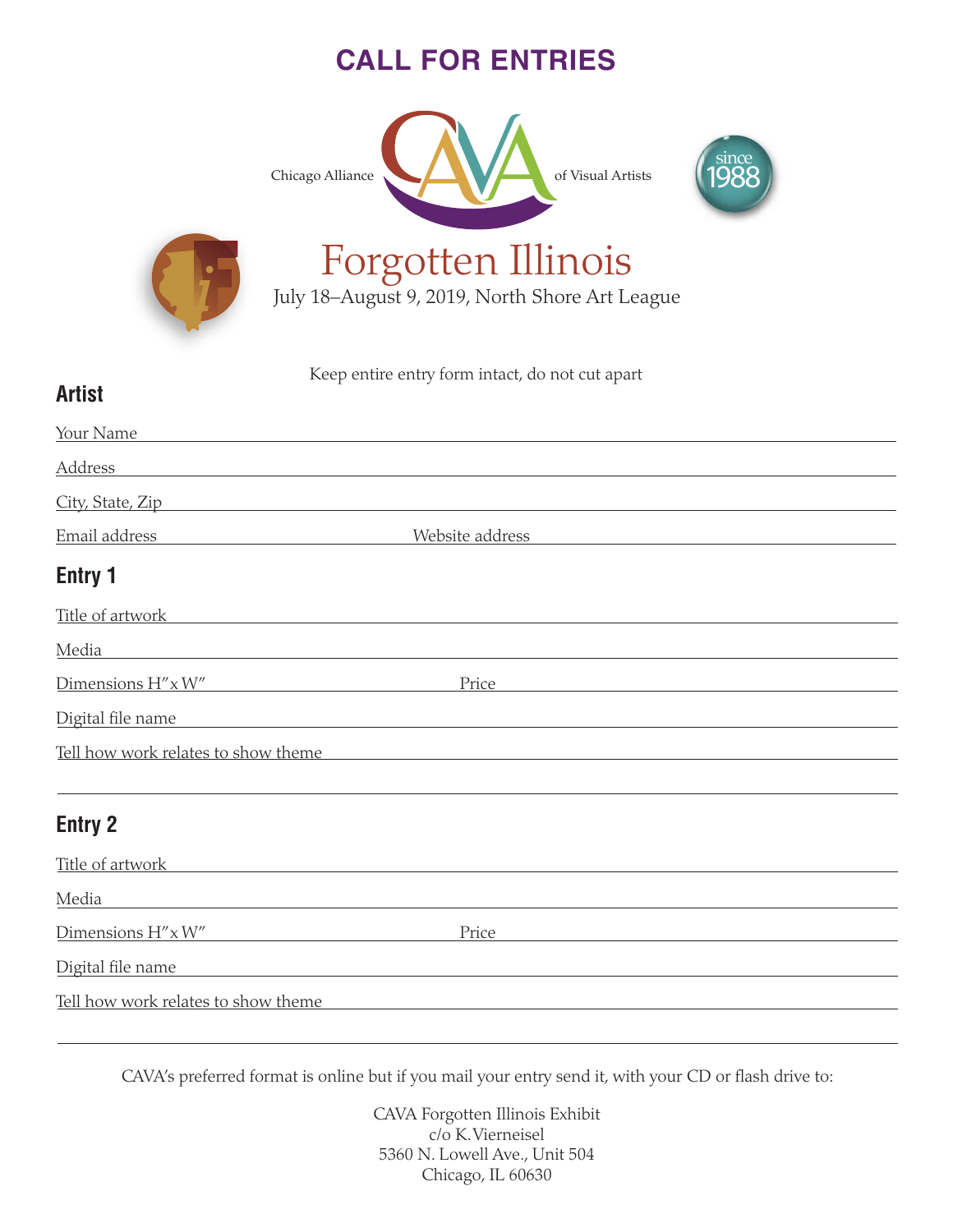# CALL FOR ENTRIES

Chicago Alliance CAVA of Visual Artists

since 1988

## Forgotten Illinois

July 18–August 9, 2019, North Shore Art League

Keep entire entry form intact, do not cut apart

### Artist

Your Name ______________________________

Address ______________________________

City, State, Zip ______________________________

Email address ______________________________ Website address ______________________________

### Entry 1

Title of artwork ______________________________

Media ______________________________

Dimensions H″x W″ ______________________________ Price ______________________________

Digital file name ______________________________

Tell how work relates to show theme ______________________________

______________________________

### Entry 2

Title of artwork ______________________________

Media ______________________________

Dimensions H″x W″ ______________________________ Price ______________________________

Digital file name ______________________________

Tell how work relates to show theme ______________________________

______________________________

CAVA's preferred format is online but if you mail your entry send it, with your CD or flash drive to:

CAVA Forgotten Illinois Exhibit
c/o K. Vierneisel
5360 N. Lowell Ave., Unit 504
Chicago, IL 60630